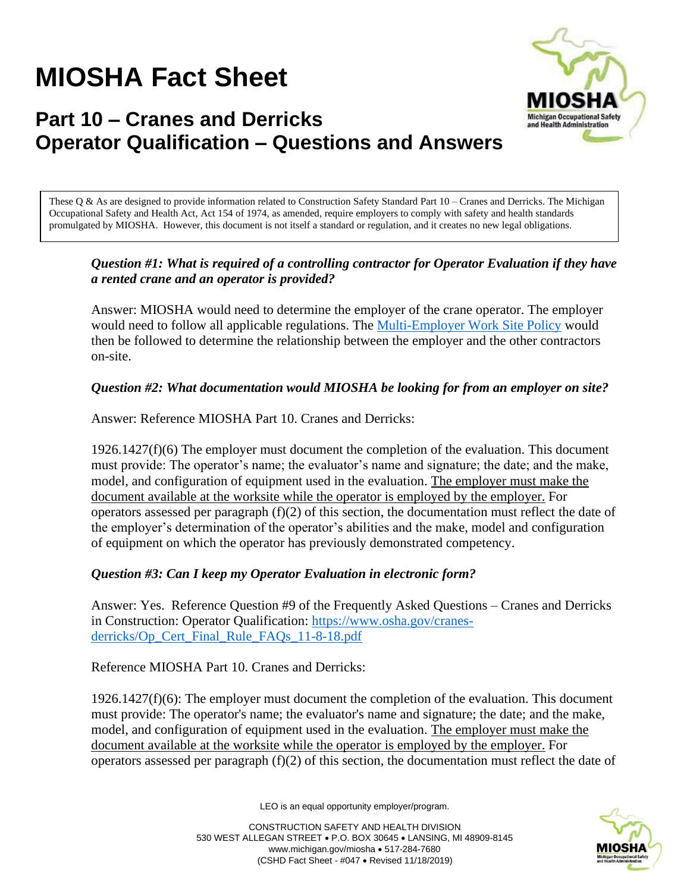# MIOSHA Fact Sheet

## Part 10 – Cranes and Derricks
## Operator Qualification – Questions and Answers

These Q & As are designed to provide information related to Construction Safety Standard Part 10 – Cranes and Derricks. The Michigan Occupational Safety and Health Act, Act 154 of 1974, as amended, require employers to comply with safety and health standards promulgated by MIOSHA. However, this document is not itself a standard or regulation, and it creates no new legal obligations.

***Question #1: What is required of a controlling contractor for Operator Evaluation if they have a rented crane and an operator is provided?***

Answer: MIOSHA would need to determine the employer of the crane operator. The employer would need to follow all applicable regulations. The [Multi-Employer Work Site Policy] would then be followed to determine the relationship between the employer and the other contractors on-site.

***Question #2: What documentation would MIOSHA be looking for from an employer on site?***

Answer: Reference MIOSHA Part 10. Cranes and Derricks:

1926.1427(f)(6) The employer must document the completion of the evaluation. This document must provide: The operator's name; the evaluator's name and signature; the date; and the make, model, and configuration of equipment used in the evaluation. <u>The employer must make the document available at the worksite while the operator is employed by the employer.</u> For operators assessed per paragraph (f)(2) of this section, the documentation must reflect the date of the employer's determination of the operator's abilities and the make, model and configuration of equipment on which the operator has previously demonstrated competency.

***Question #3: Can I keep my Operator Evaluation in electronic form?***

Answer: Yes. Reference Question #9 of the Frequently Asked Questions – Cranes and Derricks in Construction: Operator Qualification: https://www.osha.gov/cranes-derricks/Op_Cert_Final_Rule_FAQs_11-8-18.pdf

Reference MIOSHA Part 10. Cranes and Derricks:

1926.1427(f)(6): The employer must document the completion of the evaluation. This document must provide: The operator's name; the evaluator's name and signature; the date; and the make, model, and configuration of equipment used in the evaluation. <u>The employer must make the document available at the worksite while the operator is employed by the employer.</u> For operators assessed per paragraph (f)(2) of this section, the documentation must reflect the date of

LEO is an equal opportunity employer/program.

CONSTRUCTION SAFETY AND HEALTH DIVISION
530 WEST ALLEGAN STREET • P.O. BOX 30645 • LANSING, MI 48909-8145
www.michigan.gov/miosha • 517-284-7680
(CSHD Fact Sheet - #047 • Revised 11/18/2019)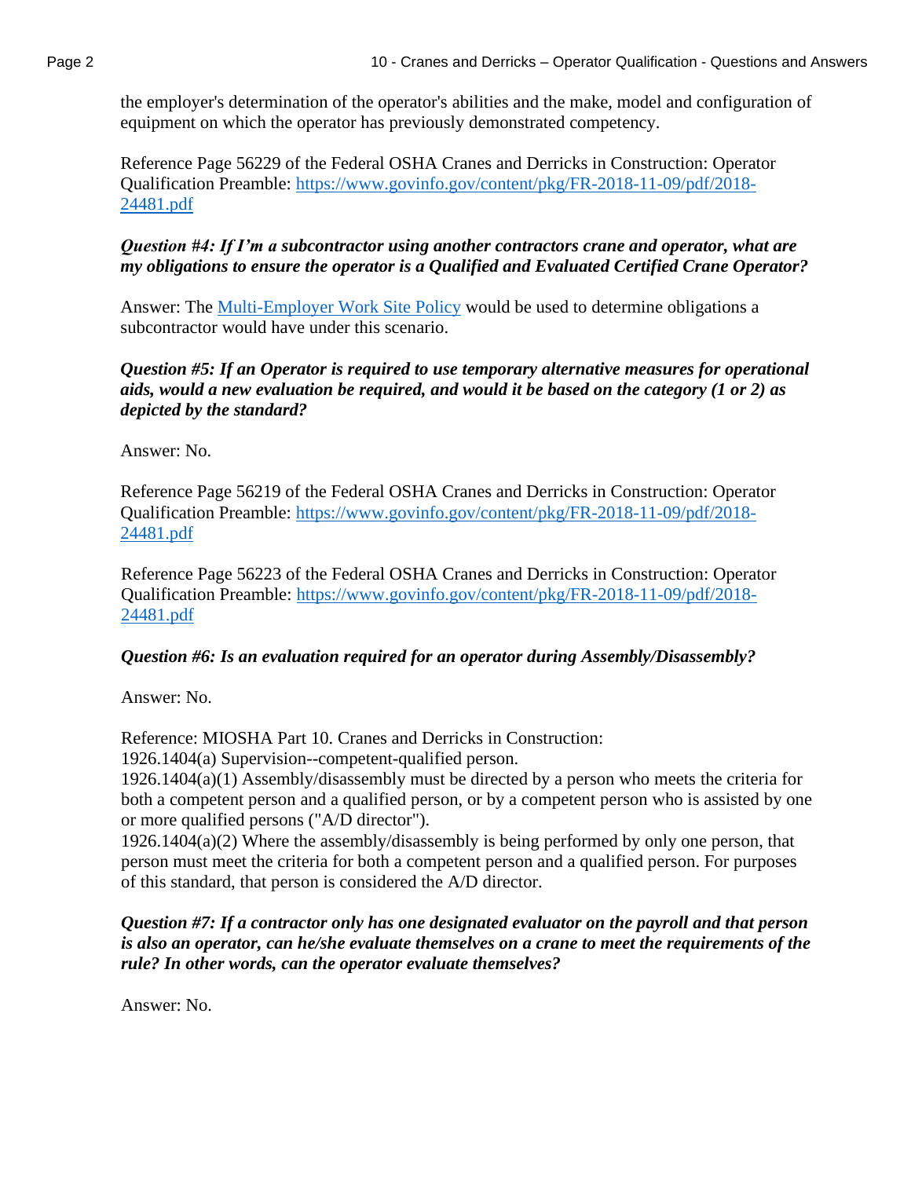the employer's determination of the operator's abilities and the make, model and configuration of equipment on which the operator has previously demonstrated competency.

Reference Page 56229 of the Federal OSHA Cranes and Derricks in Construction: Operator Qualification Preamble: [https://www.govinfo.gov/content/pkg/FR-2018-11-09/pdf/2018-24481.pdf](https://www.govinfo.gov/content/pkg/FR-2018-11-09/pdf/2018-24481.pdf)

***Question #4: If I'm a subcontractor using another contractors crane and operator, what are my obligations to ensure the operator is a Qualified and Evaluated Certified Crane Operator?***

Answer: The [Multi-Employer Work Site Policy](#) would be used to determine obligations a subcontractor would have under this scenario.

***Question #5: If an Operator is required to use temporary alternative measures for operational aids, would a new evaluation be required, and would it be based on the category (1 or 2) as depicted by the standard?***

Answer: No.

Reference Page 56219 of the Federal OSHA Cranes and Derricks in Construction: Operator Qualification Preamble: [https://www.govinfo.gov/content/pkg/FR-2018-11-09/pdf/2018-24481.pdf](https://www.govinfo.gov/content/pkg/FR-2018-11-09/pdf/2018-24481.pdf)

Reference Page 56223 of the Federal OSHA Cranes and Derricks in Construction: Operator Qualification Preamble: [https://www.govinfo.gov/content/pkg/FR-2018-11-09/pdf/2018-24481.pdf](https://www.govinfo.gov/content/pkg/FR-2018-11-09/pdf/2018-24481.pdf)

***Question #6: Is an evaluation required for an operator during Assembly/Disassembly?***

Answer: No.

Reference: MIOSHA Part 10. Cranes and Derricks in Construction:
1926.1404(a) Supervision--competent-qualified person.
1926.1404(a)(1) Assembly/disassembly must be directed by a person who meets the criteria for both a competent person and a qualified person, or by a competent person who is assisted by one or more qualified persons ("A/D director").
1926.1404(a)(2) Where the assembly/disassembly is being performed by only one person, that person must meet the criteria for both a competent person and a qualified person. For purposes of this standard, that person is considered the A/D director.

***Question #7: If a contractor only has one designated evaluator on the payroll and that person is also an operator, can he/she evaluate themselves on a crane to meet the requirements of the rule? In other words, can the operator evaluate themselves?***

Answer: No.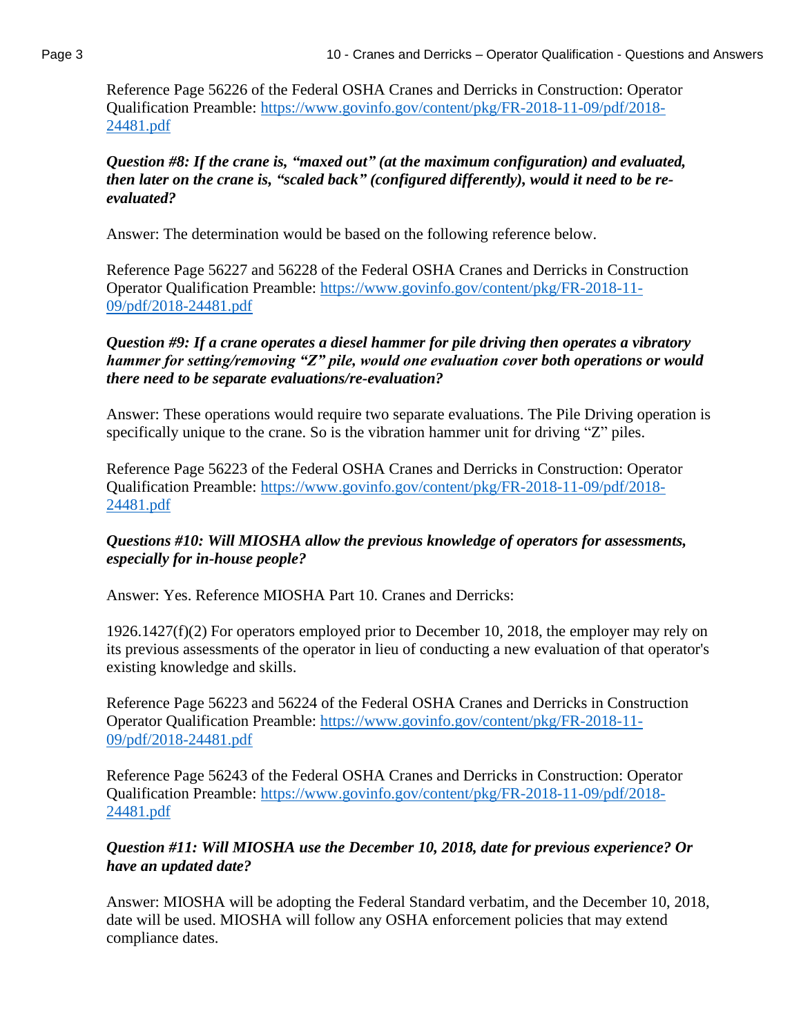Reference Page 56226 of the Federal OSHA Cranes and Derricks in Construction: Operator Qualification Preamble: [https://www.govinfo.gov/content/pkg/FR-2018-11-09/pdf/2018-24481.pdf](https://www.govinfo.gov/content/pkg/FR-2018-11-09/pdf/2018-24481.pdf)

***Question #8: If the crane is, "maxed out" (at the maximum configuration) and evaluated, then later on the crane is, "scaled back" (configured differently), would it need to be re-evaluated?***

Answer: The determination would be based on the following reference below.

Reference Page 56227 and 56228 of the Federal OSHA Cranes and Derricks in Construction Operator Qualification Preamble: [https://www.govinfo.gov/content/pkg/FR-2018-11-09/pdf/2018-24481.pdf](https://www.govinfo.gov/content/pkg/FR-2018-11-09/pdf/2018-24481.pdf)

***Question #9: If a crane operates a diesel hammer for pile driving then operates a vibratory hammer for setting/removing "Z" pile, would one evaluation cover both operations or would there need to be separate evaluations/re-evaluation?***

Answer: These operations would require two separate evaluations. The Pile Driving operation is specifically unique to the crane. So is the vibration hammer unit for driving "Z" piles.

Reference Page 56223 of the Federal OSHA Cranes and Derricks in Construction: Operator Qualification Preamble: [https://www.govinfo.gov/content/pkg/FR-2018-11-09/pdf/2018-24481.pdf](https://www.govinfo.gov/content/pkg/FR-2018-11-09/pdf/2018-24481.pdf)

***Questions #10: Will MIOSHA allow the previous knowledge of operators for assessments, especially for in-house people?***

Answer: Yes. Reference MIOSHA Part 10. Cranes and Derricks:

1926.1427(f)(2) For operators employed prior to December 10, 2018, the employer may rely on its previous assessments of the operator in lieu of conducting a new evaluation of that operator's existing knowledge and skills.

Reference Page 56223 and 56224 of the Federal OSHA Cranes and Derricks in Construction Operator Qualification Preamble: [https://www.govinfo.gov/content/pkg/FR-2018-11-09/pdf/2018-24481.pdf](https://www.govinfo.gov/content/pkg/FR-2018-11-09/pdf/2018-24481.pdf)

Reference Page 56243 of the Federal OSHA Cranes and Derricks in Construction: Operator Qualification Preamble: [https://www.govinfo.gov/content/pkg/FR-2018-11-09/pdf/2018-24481.pdf](https://www.govinfo.gov/content/pkg/FR-2018-11-09/pdf/2018-24481.pdf)

***Question #11: Will MIOSHA use the December 10, 2018, date for previous experience? Or have an updated date?***

Answer: MIOSHA will be adopting the Federal Standard verbatim, and the December 10, 2018, date will be used. MIOSHA will follow any OSHA enforcement policies that may extend compliance dates.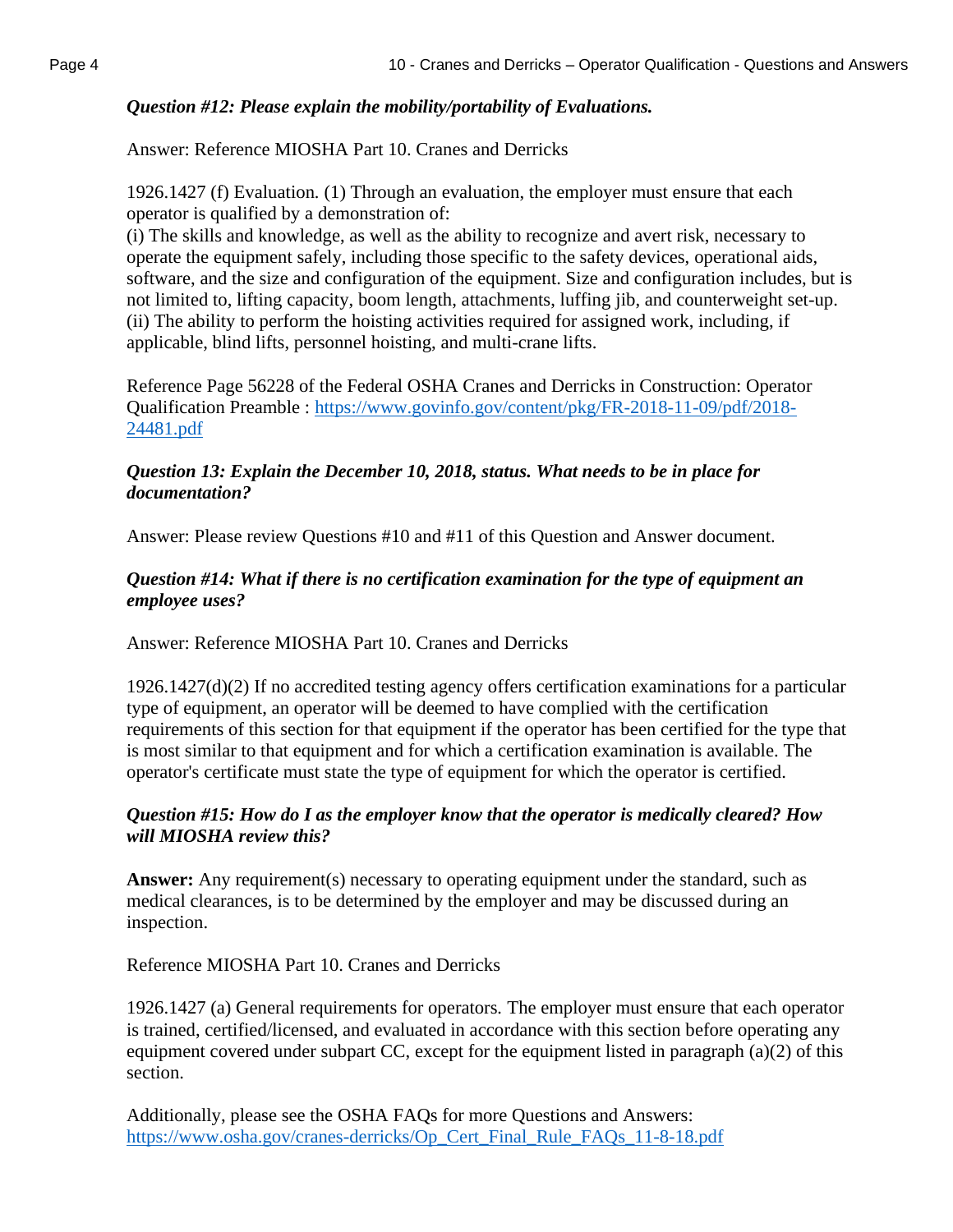***Question #12: Please explain the mobility/portability of Evaluations.***

Answer: Reference MIOSHA Part 10. Cranes and Derricks

1926.1427 (f) Evaluation. (1) Through an evaluation, the employer must ensure that each operator is qualified by a demonstration of:
(i) The skills and knowledge, as well as the ability to recognize and avert risk, necessary to operate the equipment safely, including those specific to the safety devices, operational aids, software, and the size and configuration of the equipment. Size and configuration includes, but is not limited to, lifting capacity, boom length, attachments, luffing jib, and counterweight set-up.
(ii) The ability to perform the hoisting activities required for assigned work, including, if applicable, blind lifts, personnel hoisting, and multi-crane lifts.

Reference Page 56228 of the Federal OSHA Cranes and Derricks in Construction: Operator Qualification Preamble : [https://www.govinfo.gov/content/pkg/FR-2018-11-09/pdf/2018-24481.pdf](https://www.govinfo.gov/content/pkg/FR-2018-11-09/pdf/2018-24481.pdf)

***Question 13: Explain the December 10, 2018, status. What needs to be in place for documentation?***

Answer: Please review Questions #10 and #11 of this Question and Answer document.

***Question #14: What if there is no certification examination for the type of equipment an employee uses?***

Answer: Reference MIOSHA Part 10. Cranes and Derricks

1926.1427(d)(2) If no accredited testing agency offers certification examinations for a particular type of equipment, an operator will be deemed to have complied with the certification requirements of this section for that equipment if the operator has been certified for the type that is most similar to that equipment and for which a certification examination is available. The operator's certificate must state the type of equipment for which the operator is certified.

***Question #15: How do I as the employer know that the operator is medically cleared? How will MIOSHA review this?***

**Answer:** Any requirement(s) necessary to operating equipment under the standard, such as medical clearances, is to be determined by the employer and may be discussed during an inspection.

Reference MIOSHA Part 10. Cranes and Derricks

1926.1427 (a) General requirements for operators. The employer must ensure that each operator is trained, certified/licensed, and evaluated in accordance with this section before operating any equipment covered under subpart CC, except for the equipment listed in paragraph (a)(2) of this section.

Additionally, please see the OSHA FAQs for more Questions and Answers: [https://www.osha.gov/cranes-derricks/Op_Cert_Final_Rule_FAQs_11-8-18.pdf](https://www.osha.gov/cranes-derricks/Op_Cert_Final_Rule_FAQs_11-8-18.pdf)